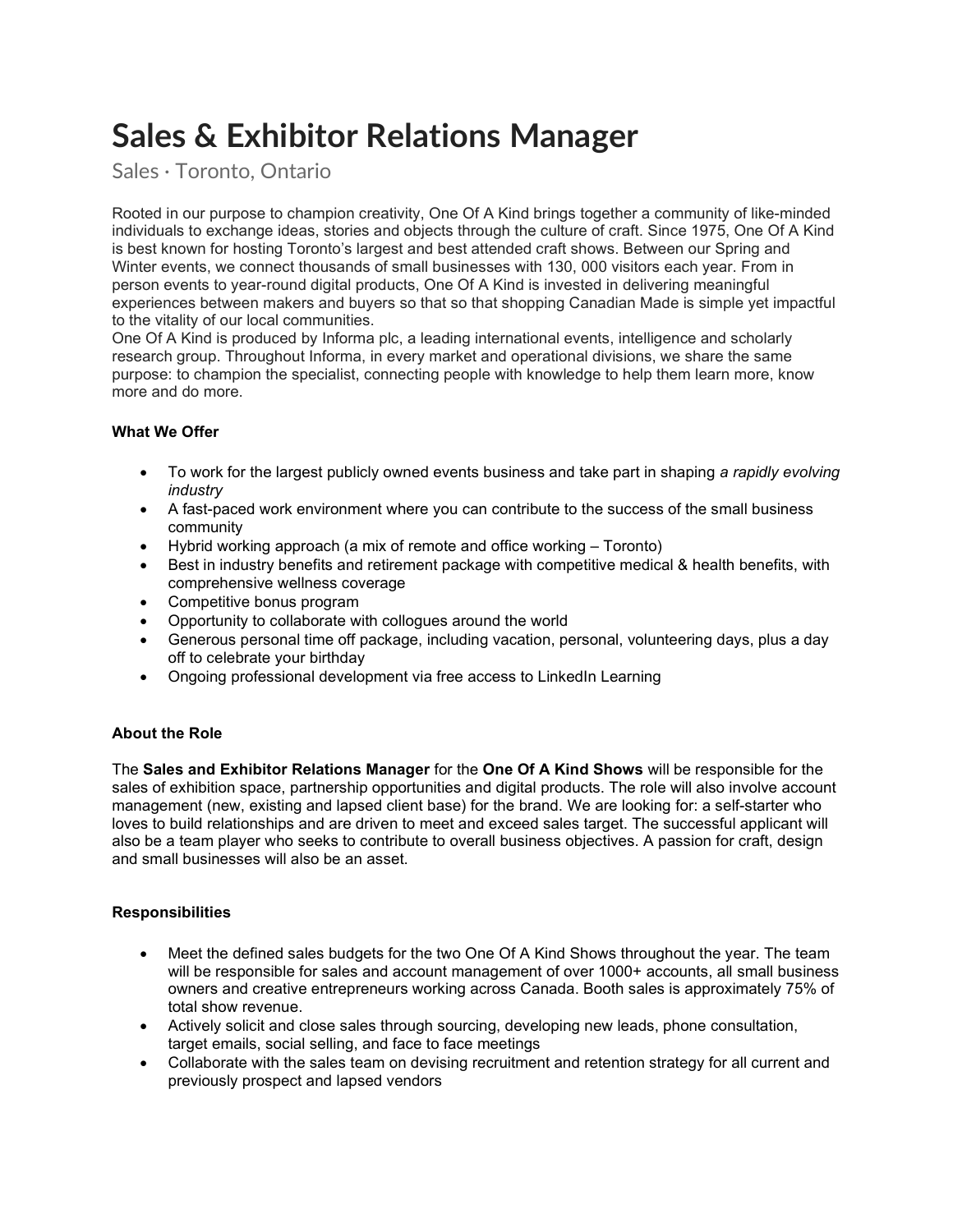# Sales & Exhibitor Relations Manager

Sales · Toronto, Ontario

Rooted in our purpose to champion creativity, One Of A Kind brings together a community of like-minded individuals to exchange ideas, stories and objects through the culture of craft. Since 1975, One Of A Kind is best known for hosting Toronto's largest and best attended craft shows. Between our Spring and Winter events, we connect thousands of small businesses with 130, 000 visitors each year. From in person events to year-round digital products, One Of A Kind is invested in delivering meaningful experiences between makers and buyers so that so that shopping Canadian Made is simple yet impactful to the vitality of our local communities.
One Of A Kind is produced by Informa plc, a leading international events, intelligence and scholarly research group. Throughout Informa, in every market and operational divisions, we share the same purpose: to champion the specialist, connecting people with knowledge to help them learn more, know more and do more.

**What We Offer**

- To work for the largest publicly owned events business and take part in shaping *a rapidly evolving industry*
- A fast-paced work environment where you can contribute to the success of the small business community
- Hybrid working approach (a mix of remote and office working – Toronto)
- Best in industry benefits and retirement package with competitive medical & health benefits, with comprehensive wellness coverage
- Competitive bonus program
- Opportunity to collaborate with collogues around the world
- Generous personal time off package, including vacation, personal, volunteering days, plus a day off to celebrate your birthday
- Ongoing professional development via free access to LinkedIn Learning

**About the Role**

The **Sales and Exhibitor Relations Manager** for the **One Of A Kind Shows** will be responsible for the sales of exhibition space, partnership opportunities and digital products. The role will also involve account management (new, existing and lapsed client base) for the brand. We are looking for: a self-starter who loves to build relationships and are driven to meet and exceed sales target. The successful applicant will also be a team player who seeks to contribute to overall business objectives. A passion for craft, design and small businesses will also be an asset.

**Responsibilities**

- Meet the defined sales budgets for the two One Of A Kind Shows throughout the year. The team will be responsible for sales and account management of over 1000+ accounts, all small business owners and creative entrepreneurs working across Canada. Booth sales is approximately 75% of total show revenue.
- Actively solicit and close sales through sourcing, developing new leads, phone consultation, target emails, social selling, and face to face meetings
- Collaborate with the sales team on devising recruitment and retention strategy for all current and previously prospect and lapsed vendors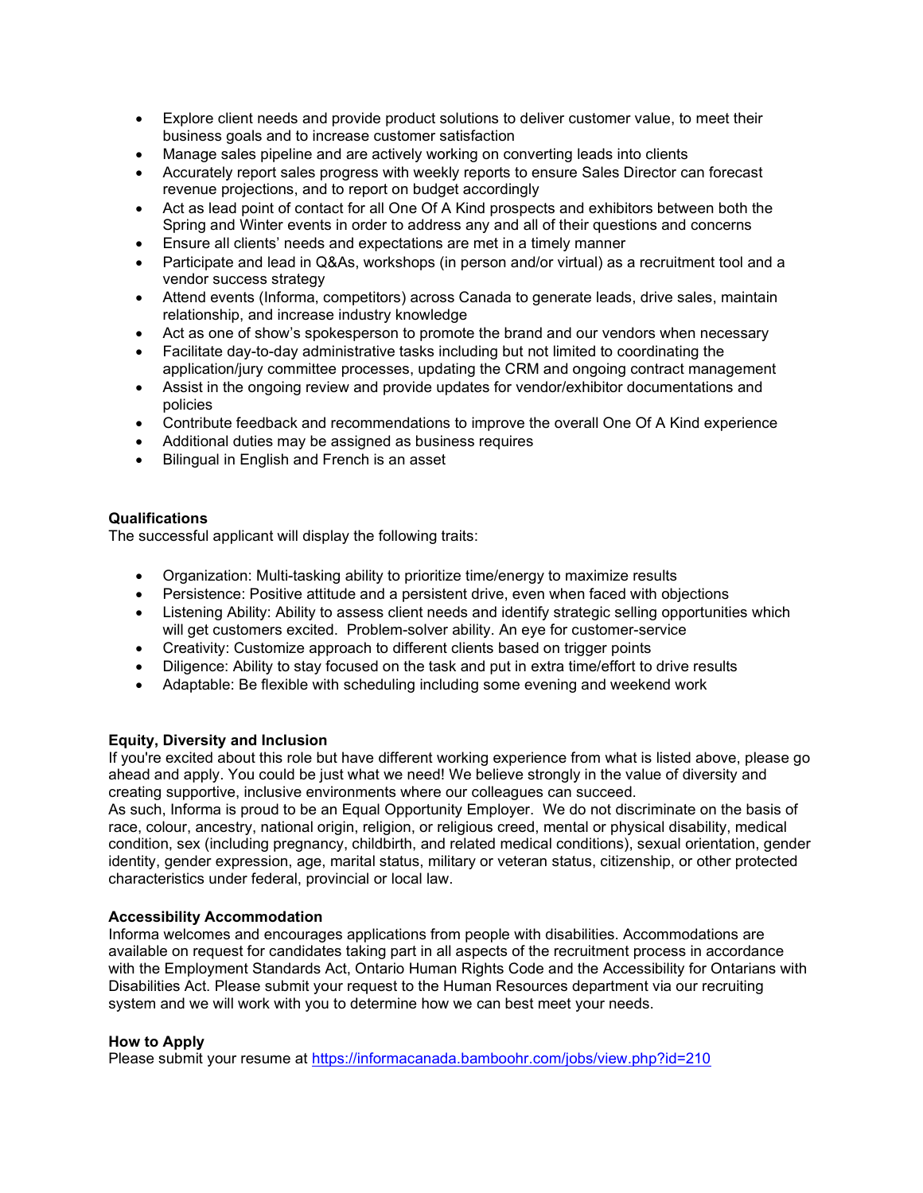- Explore client needs and provide product solutions to deliver customer value, to meet their business goals and to increase customer satisfaction
- Manage sales pipeline and are actively working on converting leads into clients
- Accurately report sales progress with weekly reports to ensure Sales Director can forecast revenue projections, and to report on budget accordingly
- Act as lead point of contact for all One Of A Kind prospects and exhibitors between both the Spring and Winter events in order to address any and all of their questions and concerns
- Ensure all clients' needs and expectations are met in a timely manner
- Participate and lead in Q&As, workshops (in person and/or virtual) as a recruitment tool and a vendor success strategy
- Attend events (Informa, competitors) across Canada to generate leads, drive sales, maintain relationship, and increase industry knowledge
- Act as one of show's spokesperson to promote the brand and our vendors when necessary
- Facilitate day-to-day administrative tasks including but not limited to coordinating the application/jury committee processes, updating the CRM and ongoing contract management
- Assist in the ongoing review and provide updates for vendor/exhibitor documentations and policies
- Contribute feedback and recommendations to improve the overall One Of A Kind experience
- Additional duties may be assigned as business requires
- Bilingual in English and French is an asset

**Qualifications**

The successful applicant will display the following traits:

- Organization: Multi-tasking ability to prioritize time/energy to maximize results
- Persistence: Positive attitude and a persistent drive, even when faced with objections
- Listening Ability: Ability to assess client needs and identify strategic selling opportunities which will get customers excited. Problem-solver ability. An eye for customer-service
- Creativity: Customize approach to different clients based on trigger points
- Diligence: Ability to stay focused on the task and put in extra time/effort to drive results
- Adaptable: Be flexible with scheduling including some evening and weekend work

**Equity, Diversity and Inclusion**

If you're excited about this role but have different working experience from what is listed above, please go ahead and apply. You could be just what we need! We believe strongly in the value of diversity and creating supportive, inclusive environments where our colleagues can succeed.
As such, Informa is proud to be an Equal Opportunity Employer. We do not discriminate on the basis of race, colour, ancestry, national origin, religion, or religious creed, mental or physical disability, medical condition, sex (including pregnancy, childbirth, and related medical conditions), sexual orientation, gender identity, gender expression, age, marital status, military or veteran status, citizenship, or other protected characteristics under federal, provincial or local law.

**Accessibility Accommodation**

Informa welcomes and encourages applications from people with disabilities. Accommodations are available on request for candidates taking part in all aspects of the recruitment process in accordance with the Employment Standards Act, Ontario Human Rights Code and the Accessibility for Ontarians with Disabilities Act. Please submit your request to the Human Resources department via our recruiting system and we will work with you to determine how we can best meet your needs.

**How to Apply**

Please submit your resume at [https://informacanada.bamboohr.com/jobs/view.php?id=210](https://informacanada.bamboohr.com/jobs/view.php?id=210)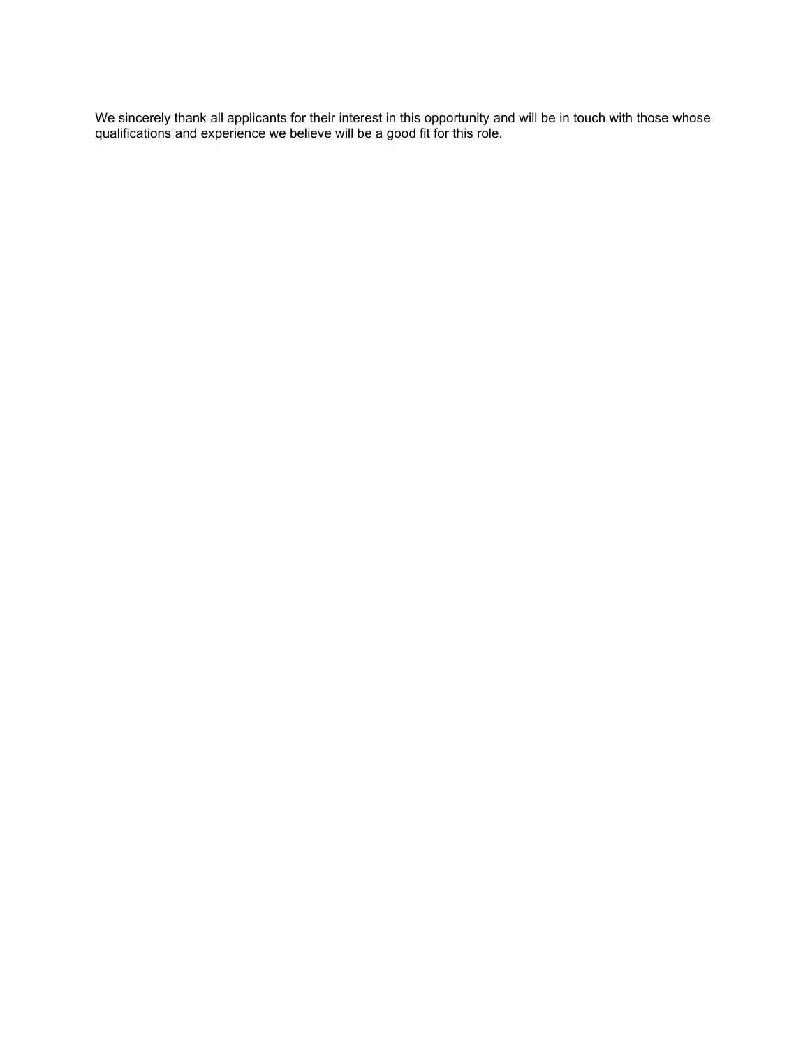We sincerely thank all applicants for their interest in this opportunity and will be in touch with those whose qualifications and experience we believe will be a good fit for this role.